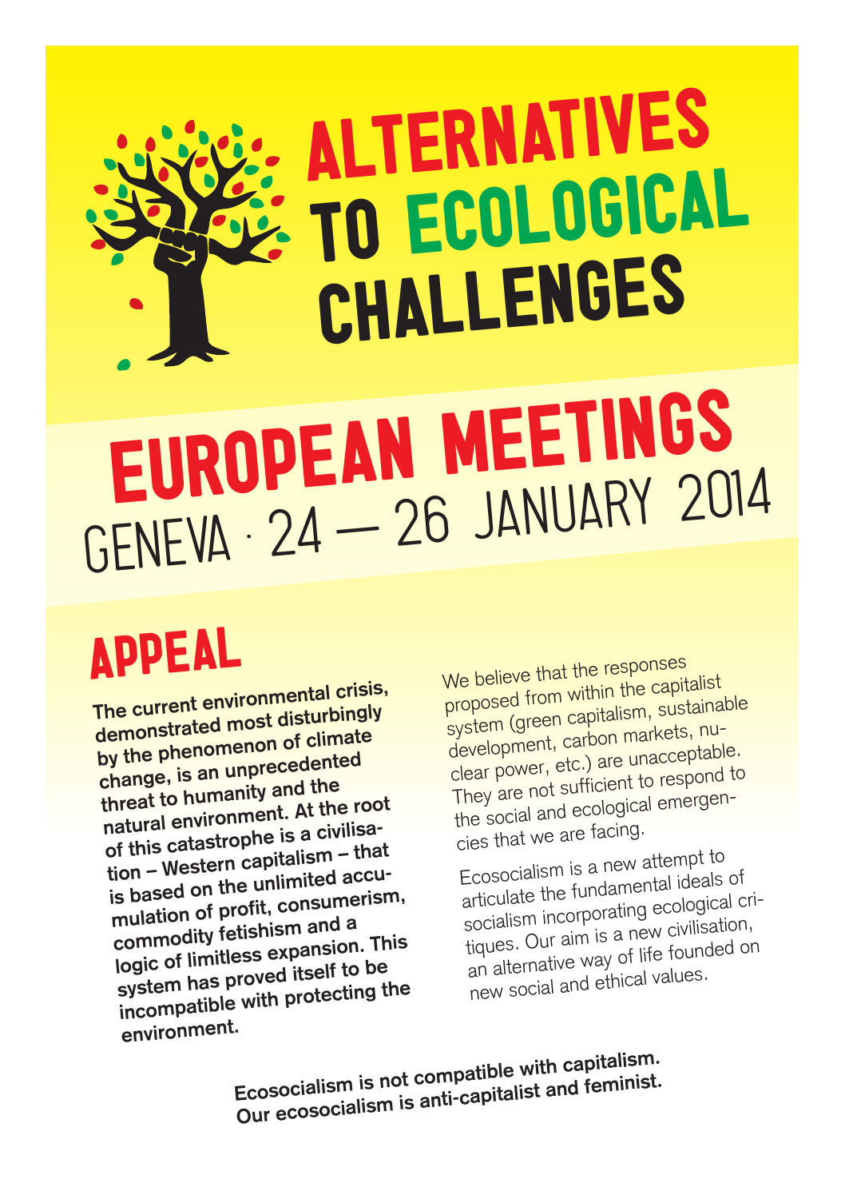# ALTERNATIVES TO ECOLOGICAL CHALLENGES

# EUROPEAN MEETINGS

GENEVA · 24 — 26 JANUARY 2014

## APPEAL

**The current environmental crisis, demonstrated most disturbingly by the phenomenon of climate change, is an unprecedented threat to humanity and the natural environment. At the root of this catastrophe is a civilisation – Western capitalism – that is based on the unlimited accumulation of profit, consumerism, commodity fetishism and a logic of limitless expansion. This system has proved itself to be incompatible with protecting the environment.**

We believe that the responses proposed from within the capitalist system (green capitalism, sustainable development, carbon markets, nuclear power, etc.) are unacceptable. They are not sufficient to respond to the social and ecological emergencies that we are facing.

Ecosocialism is a new attempt to articulate the fundamental ideals of socialism incorporating ecological critiques. Our aim is a new civilisation, an alternative way of life founded on new social and ethical values.

**Ecosocialism is not compatible with capitalism. Our ecosocialism is anti-capitalist and feminist.**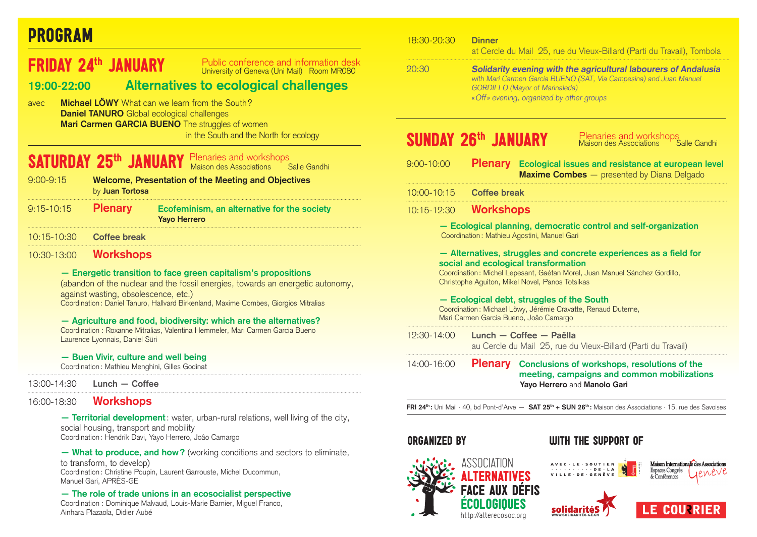# PROGRAM

## FRIDAY 24th JANUARY

Public conference and information desk
University of Geneva (Uni Mail) Room MR080

### 19:00-22:00 Alternatives to ecological challenges

avec **Michael LÖWY** What can we learn from the South?
**Daniel TANURO** Global ecological challenges
**Mari Carmen GARCIA BUENO** The struggles of women in the South and the North for ecology

## SATURDAY 25th JANUARY

Plenaries and workshops
Maison des Associations Salle Gandhi

9:00-9:15 **Welcome, Presentation of the Meeting and Objectives**
by **Juan Tortosa**

9:15-10:15 **Plenary** **Ecofeminism, an alternative for the society**
**Yayo Herrero**

10:15-10:30 **Coffee break**

10:30-13:00 **Workshops**

**— Energetic transition to face green capitalism's propositions**
(abandon of the nuclear and the fossil energies, towards an energetic autonomy, against wasting, obsolescence, etc.)
Coordination: Daniel Tanuro, Hallvard Birkenland, Maxime Combes, Giorgios Mitralias

**— Agriculture and food, biodiversity: which are the alternatives?**
Coordination : Roxanne Mitralias, Valentina Hemmeler, Mari Carmen Garcia Bueno Laurence Lyonnais, Daniel Süri

**— Buen Vivir, culture and well being**
Coordination: Mathieu Menghini, Gilles Godinat

13:00-14:30 **Lunch — Coffee**

16:00-18:30 **Workshops**

**— Territorial development**: water, urban-rural relations, well living of the city, social housing, transport and mobility
Coordination: Hendrik Davi, Yayo Herrero, Joâo Camargo

**— What to produce, and how?** (working conditions and sectors to eliminate, to transform, to develop)
Coordination: Christine Poupin, Laurent Garrouste, Michel Ducommun, Manuel Gari, APRÈS-GE

**— The role of trade unions in an ecosocialist perspective**
Coordination : Dominique Malvaud, Louis-Marie Barnier, Miguel Franco, Ainhara Plazaola, Didier Aubé

18:30-20:30 **Dinner**
at Cercle du Mail 25, rue du Vieux-Billard (Parti du Travail), Tombola

20:30 ***Solidarity evening with the agricultural labourers of Andalusia***
*with Mari Carmen Garcia BUENO (SAT, Via Campesina) and Juan Manuel GORDILLO (Mayor of Marinaleda)*
*«Off» evening, organized by other groups*

## SUNDAY 26th JANUARY

Plenaries and workshops
Maison des Associations Salle Gandhi

9:00-10:00 **Plenary** **Ecological issues and resistance at european level**
**Maxime Combes** — presented by Diana Delgado

10:00-10:15 **Coffee break**

10:15-12:30 **Workshops**

**— Ecological planning, democratic control and self-organization**
Coordination: Mathieu Agostini, Manuel Gari

**— Alternatives, struggles and concrete experiences as a field for social and ecological transformation**
Coordination: Michel Lepesant, Gaétan Morel, Juan Manuel Sánchez Gordillo, Christophe Aguiton, Mikel Novel, Panos Totsikas

**— Ecological debt, struggles of the South**
Coordination: Michael Löwy, Jérémie Cravatte, Renaud Duterne, Mari Carmen Garcia Bueno, Joâo Camargo

12:30-14:00 **Lunch — Coffee — Paëlla**
au Cercle du Mail 25, rue du Vieux-Billard (Parti du Travail)

14:00-16:00 **Plenary** **Conclusions of workshops, resolutions of the meeting, campaigns and common mobilizations**
**Yayo Herrero** and **Manolo Gari**

**FRI 24th:** Uni Mail · 40, bd Pont-d'Arve — **SAT 25th + SUN 26th:** Maison des Associations · 15, rue des Savoises

### ORGANIZED BY

ASSOCIATION ALTERNATIVES FACE AUX DÉFIS ÉCOLOGIQUES
http://alterecosoc.org

### WITH THE SUPPORT OF

AVEC LE SOUTIEN DE LA VILLE DE GENÈVE

Maison Internationale des Associations Espaces Congrès & Conférences Genève

solidaritéS www.solidarites-ge.ch

LE COURRIER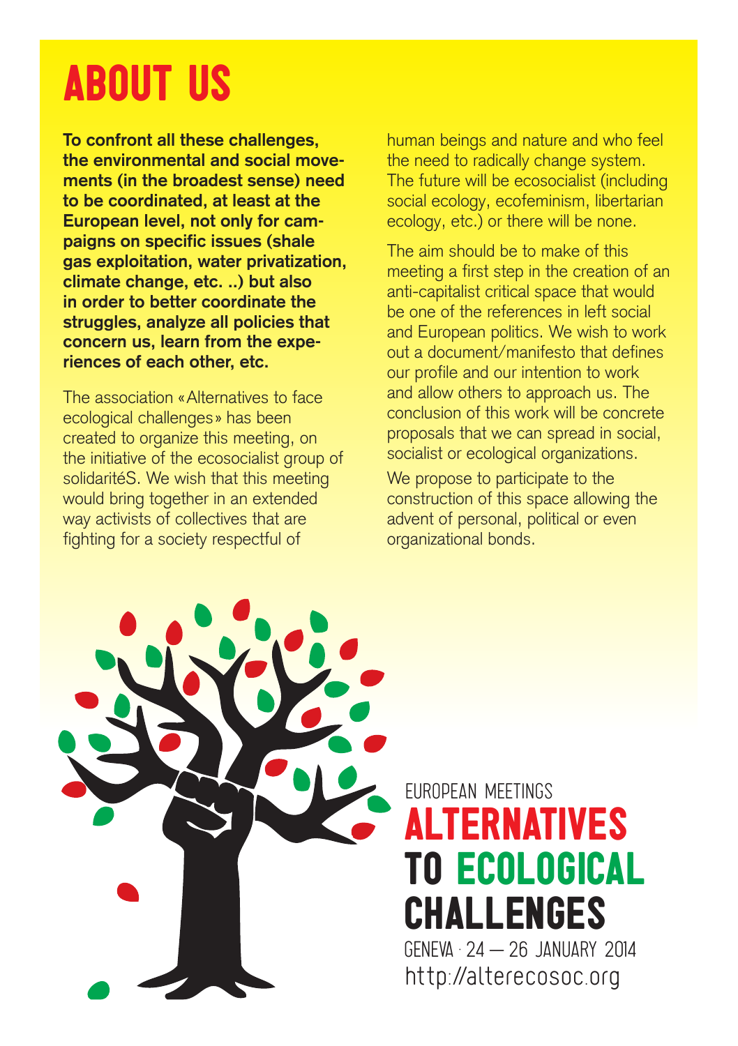# ABOUT US

**To confront all these challenges, the environmental and social movements (in the broadest sense) need to be coordinated, at least at the European level, not only for campaigns on specific issues (shale gas exploitation, water privatization, climate change, etc. ..) but also in order to better coordinate the struggles, analyze all policies that concern us, learn from the experiences of each other, etc.**

The association «Alternatives to face ecological challenges» has been created to organize this meeting, on the initiative of the ecosocialist group of solidaritéS. We wish that this meeting would bring together in an extended way activists of collectives that are fighting for a society respectful of human beings and nature and who feel the need to radically change system. The future will be ecosocialist (including social ecology, ecofeminism, libertarian ecology, etc.) or there will be none.

The aim should be to make of this meeting a first step in the creation of an anti-capitalist critical space that would be one of the references in left social and European politics. We wish to work out a document/manifesto that defines our profile and our intention to work and allow others to approach us. The conclusion of this work will be concrete proposals that we can spread in social, socialist or ecological organizations.

We propose to participate to the construction of this space allowing the advent of personal, political or even organizational bonds.

EUROPEAN MEETINGS

## ALTERNATIVES TO ECOLOGICAL CHALLENGES

GENEVA · 24 — 26 JANUARY 2014

http://alterecosoc.org